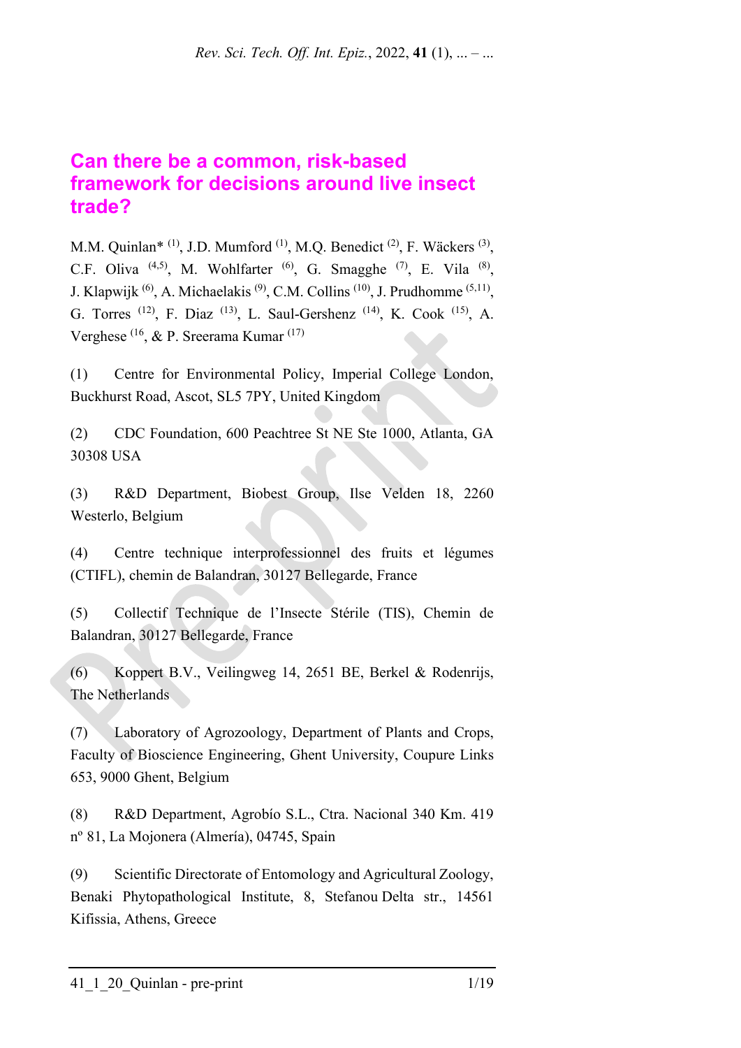# Can there be a common, risk-based framework for decisions around live insect trade?

M.M. Quinlan* [1], J.D. Mumford [1], M.Q. Benedict [2], F. Wäckers [3], C.F. Oliva [4,5], M. Wohlfarter [6], G. Smagghe [7], E. Vila [8], J. Klapwijk [6], A. Michaelakis [9], C.M. Collins [10], J. Prudhomme [5,11], G. Torres [12], F. Diaz [13], L. Saul-Gershenz [14], K. Cook [15], A. Verghese [16], & P. Sreerama Kumar [17]

(1) Centre for Environmental Policy, Imperial College London, Buckhurst Road, Ascot, SL5 7PY, United Kingdom

(2) CDC Foundation, 600 Peachtree St NE Ste 1000, Atlanta, GA 30308 USA

(3) R&D Department, Biobest Group, Ilse Velden 18, 2260 Westerlo, Belgium

(4) Centre technique interprofessionnel des fruits et légumes (CTIFL), chemin de Balandran, 30127 Bellegarde, France

(5) Collectif Technique de l'Insecte Stérile (TIS), Chemin de Balandran, 30127 Bellegarde, France

(6) Koppert B.V., Veilingweg 14, 2651 BE, Berkel & Rodenrijs, The Netherlands

(7) Laboratory of Agrozoology, Department of Plants and Crops, Faculty of Bioscience Engineering, Ghent University, Coupure Links 653, 9000 Ghent, Belgium

(8) R&D Department, Agrobío S.L., Ctra. Nacional 340 Km. 419 nº 81, La Mojonera (Almería), 04745, Spain

(9) Scientific Directorate of Entomology and Agricultural Zoology, Benaki Phytopathological Institute, 8, Stefanou Delta str., 14561 Kifissia, Athens, Greece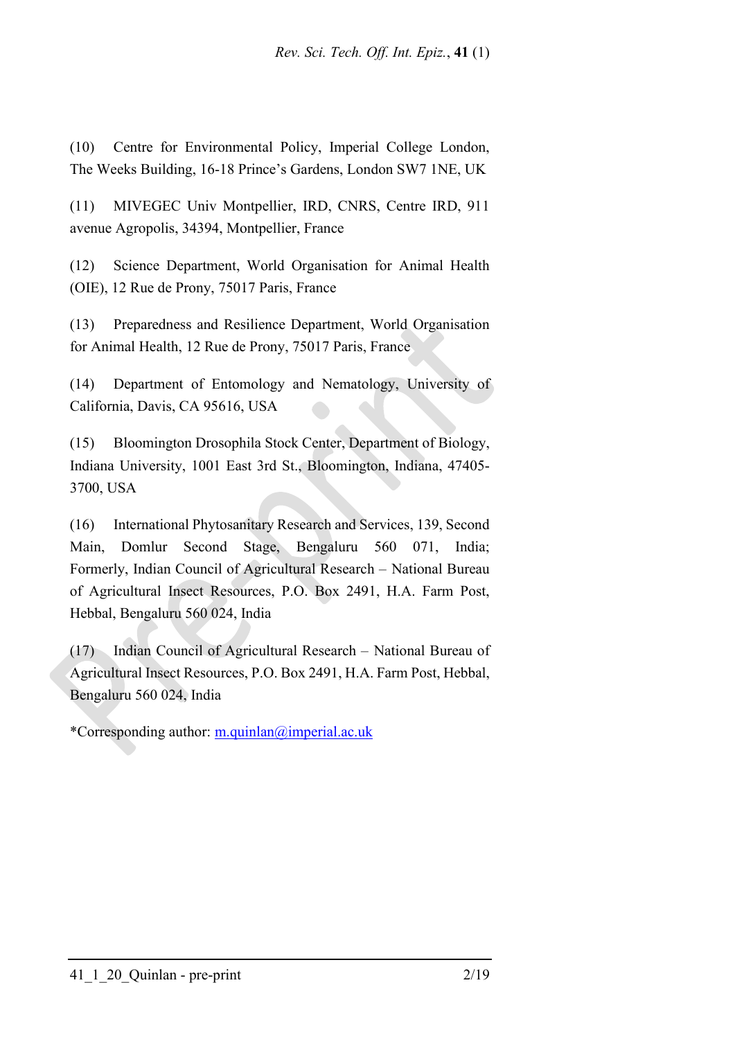(10) Centre for Environmental Policy, Imperial College London, The Weeks Building, 16-18 Prince's Gardens, London SW7 1NE, UK

(11) MIVEGEC Univ Montpellier, IRD, CNRS, Centre IRD, 911 avenue Agropolis, 34394, Montpellier, France

(12) Science Department, World Organisation for Animal Health (OIE), 12 Rue de Prony, 75017 Paris, France

(13) Preparedness and Resilience Department, World Organisation for Animal Health, 12 Rue de Prony, 75017 Paris, France

(14) Department of Entomology and Nematology, University of California, Davis, CA 95616, USA

(15) Bloomington Drosophila Stock Center, Department of Biology, Indiana University, 1001 East 3rd St., Bloomington, Indiana, 47405-3700, USA

(16) International Phytosanitary Research and Services, 139, Second Main, Domlur Second Stage, Bengaluru 560 071, India; Formerly, Indian Council of Agricultural Research – National Bureau of Agricultural Insect Resources, P.O. Box 2491, H.A. Farm Post, Hebbal, Bengaluru 560 024, India

(17) Indian Council of Agricultural Research – National Bureau of Agricultural Insect Resources, P.O. Box 2491, H.A. Farm Post, Hebbal, Bengaluru 560 024, India

*Corresponding author: m.quinlan@imperial.ac.uk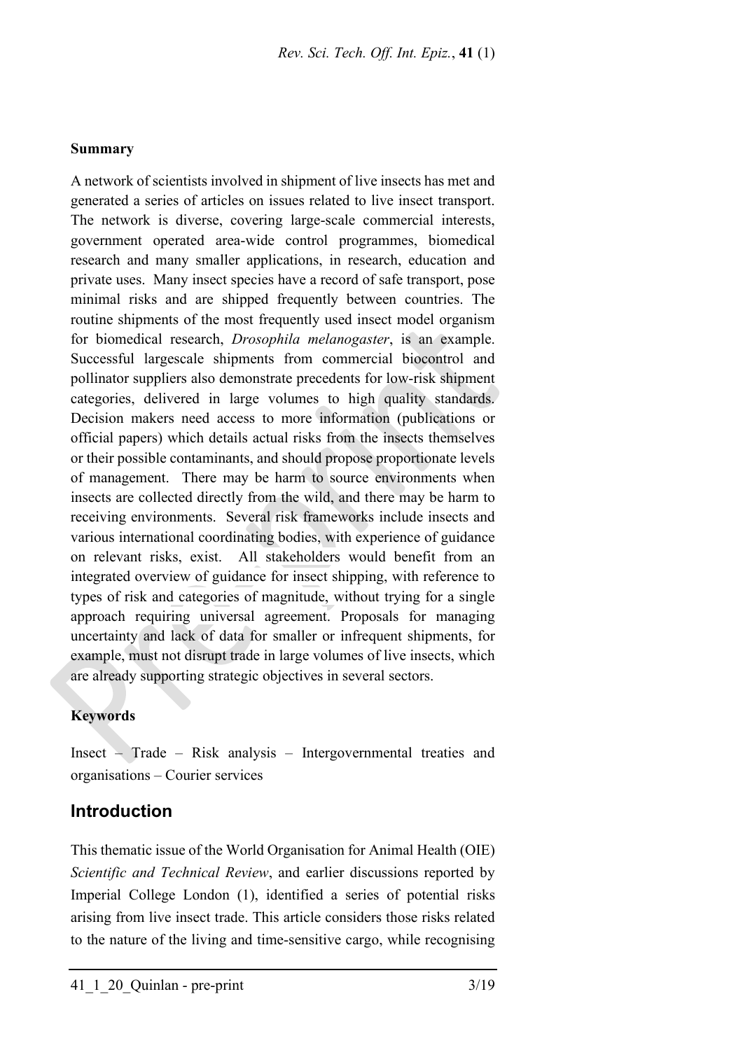**Summary**

A network of scientists involved in shipment of live insects has met and generated a series of articles on issues related to live insect transport. The network is diverse, covering large-scale commercial interests, government operated area-wide control programmes, biomedical research and many smaller applications, in research, education and private uses. Many insect species have a record of safe transport, pose minimal risks and are shipped frequently between countries. The routine shipments of the most frequently used insect model organism for biomedical research, *Drosophila melanogaster*, is an example. Successful largescale shipments from commercial biocontrol and pollinator suppliers also demonstrate precedents for low-risk shipment categories, delivered in large volumes to high quality standards. Decision makers need access to more information (publications or official papers) which details actual risks from the insects themselves or their possible contaminants, and should propose proportionate levels of management. There may be harm to source environments when insects are collected directly from the wild, and there may be harm to receiving environments. Several risk frameworks include insects and various international coordinating bodies, with experience of guidance on relevant risks, exist. All stakeholders would benefit from an integrated overview of guidance for insect shipping, with reference to types of risk and categories of magnitude, without trying for a single approach requiring universal agreement. Proposals for managing uncertainty and lack of data for smaller or infrequent shipments, for example, must not disrupt trade in large volumes of live insects, which are already supporting strategic objectives in several sectors.

**Keywords**

Insect – Trade – Risk analysis – Intergovernmental treaties and organisations – Courier services

## Introduction

This thematic issue of the World Organisation for Animal Health (OIE) *Scientific and Technical Review*, and earlier discussions reported by Imperial College London (1), identified a series of potential risks arising from live insect trade. This article considers those risks related to the nature of the living and time-sensitive cargo, while recognising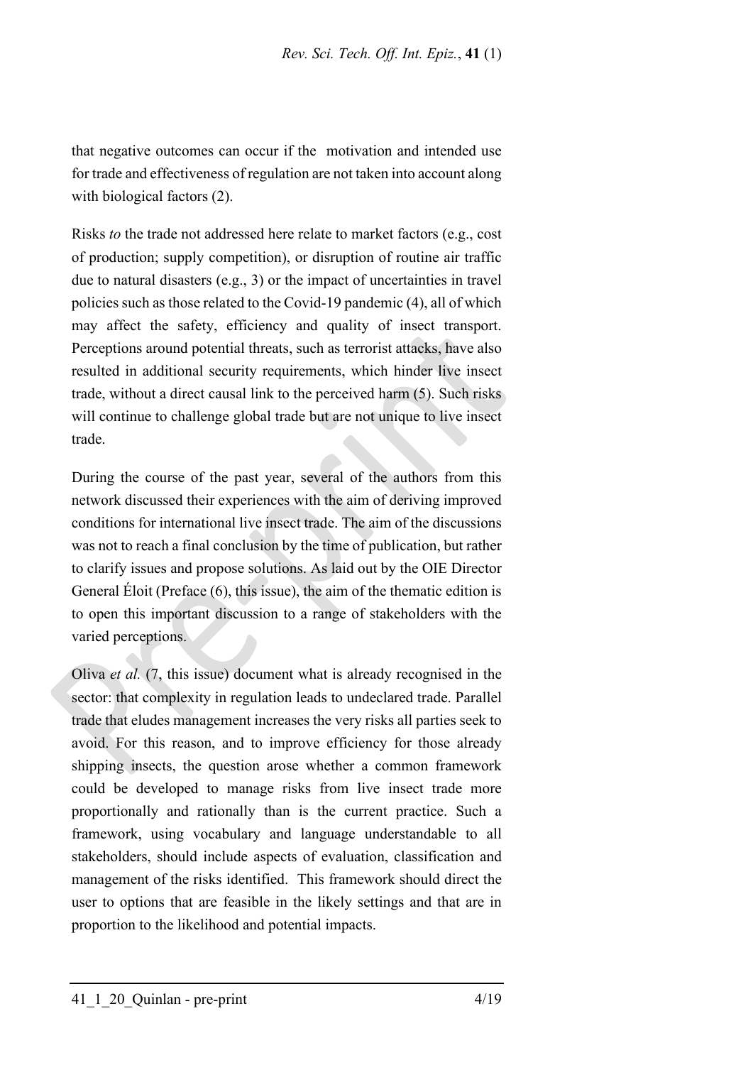that negative outcomes can occur if the motivation and intended use for trade and effectiveness of regulation are not taken into account along with biological factors (2).

Risks *to* the trade not addressed here relate to market factors (e.g., cost of production; supply competition), or disruption of routine air traffic due to natural disasters (e.g., 3) or the impact of uncertainties in travel policies such as those related to the Covid-19 pandemic (4), all of which may affect the safety, efficiency and quality of insect transport. Perceptions around potential threats, such as terrorist attacks, have also resulted in additional security requirements, which hinder live insect trade, without a direct causal link to the perceived harm (5). Such risks will continue to challenge global trade but are not unique to live insect trade.

During the course of the past year, several of the authors from this network discussed their experiences with the aim of deriving improved conditions for international live insect trade. The aim of the discussions was not to reach a final conclusion by the time of publication, but rather to clarify issues and propose solutions. As laid out by the OIE Director General Éloit (Preface (6), this issue), the aim of the thematic edition is to open this important discussion to a range of stakeholders with the varied perceptions.

Oliva *et al.* (7, this issue) document what is already recognised in the sector: that complexity in regulation leads to undeclared trade. Parallel trade that eludes management increases the very risks all parties seek to avoid. For this reason, and to improve efficiency for those already shipping insects, the question arose whether a common framework could be developed to manage risks from live insect trade more proportionally and rationally than is the current practice. Such a framework, using vocabulary and language understandable to all stakeholders, should include aspects of evaluation, classification and management of the risks identified. This framework should direct the user to options that are feasible in the likely settings and that are in proportion to the likelihood and potential impacts.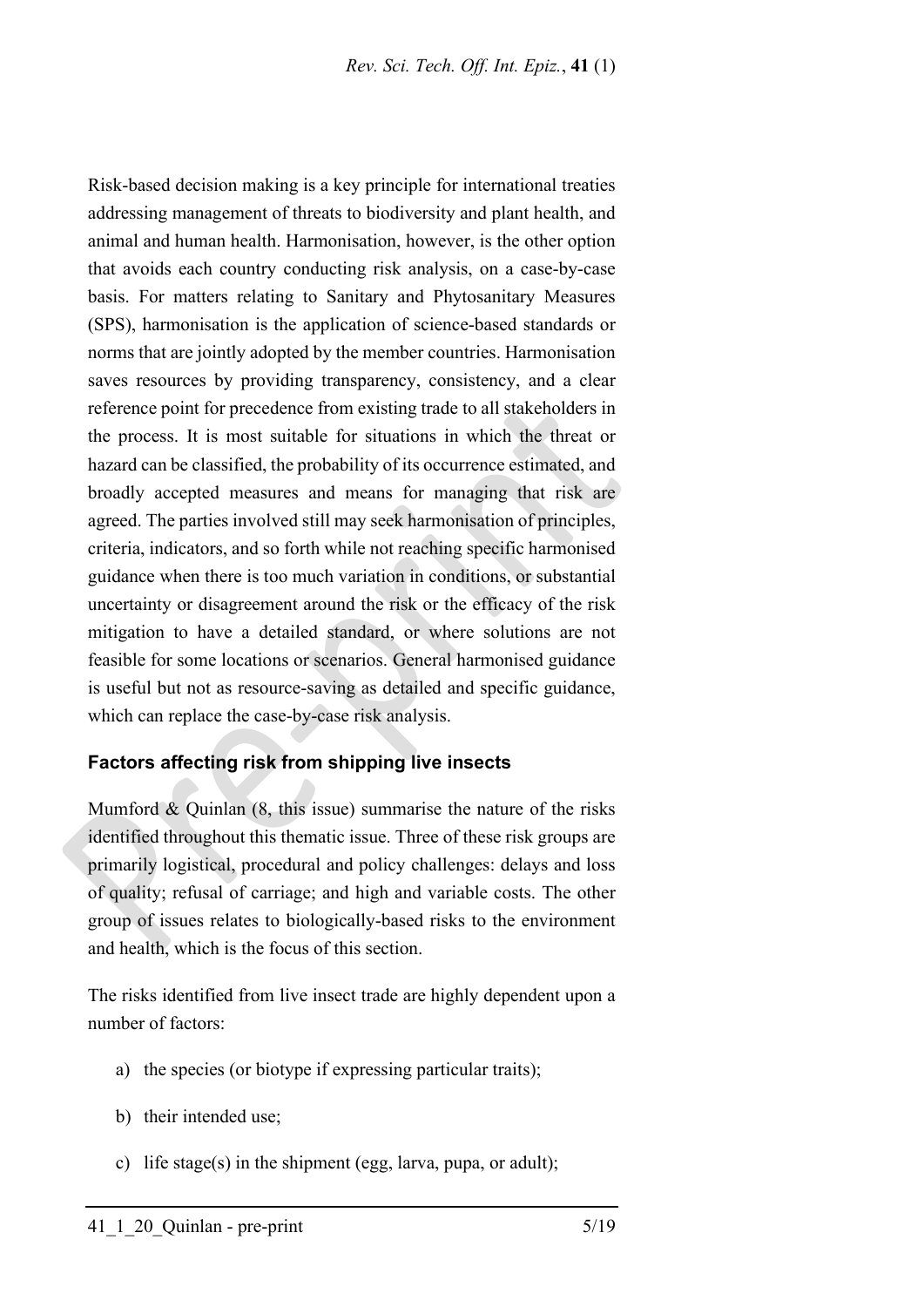Risk-based decision making is a key principle for international treaties addressing management of threats to biodiversity and plant health, and animal and human health. Harmonisation, however, is the other option that avoids each country conducting risk analysis, on a case-by-case basis. For matters relating to Sanitary and Phytosanitary Measures (SPS), harmonisation is the application of science-based standards or norms that are jointly adopted by the member countries. Harmonisation saves resources by providing transparency, consistency, and a clear reference point for precedence from existing trade to all stakeholders in the process. It is most suitable for situations in which the threat or hazard can be classified, the probability of its occurrence estimated, and broadly accepted measures and means for managing that risk are agreed. The parties involved still may seek harmonisation of principles, criteria, indicators, and so forth while not reaching specific harmonised guidance when there is too much variation in conditions, or substantial uncertainty or disagreement around the risk or the efficacy of the risk mitigation to have a detailed standard, or where solutions are not feasible for some locations or scenarios. General harmonised guidance is useful but not as resource-saving as detailed and specific guidance, which can replace the case-by-case risk analysis.

## Factors affecting risk from shipping live insects

Mumford & Quinlan (8, this issue) summarise the nature of the risks identified throughout this thematic issue. Three of these risk groups are primarily logistical, procedural and policy challenges: delays and loss of quality; refusal of carriage; and high and variable costs. The other group of issues relates to biologically-based risks to the environment and health, which is the focus of this section.

The risks identified from live insect trade are highly dependent upon a number of factors:

a) the species (or biotype if expressing particular traits);

b) their intended use;

c) life stage(s) in the shipment (egg, larva, pupa, or adult);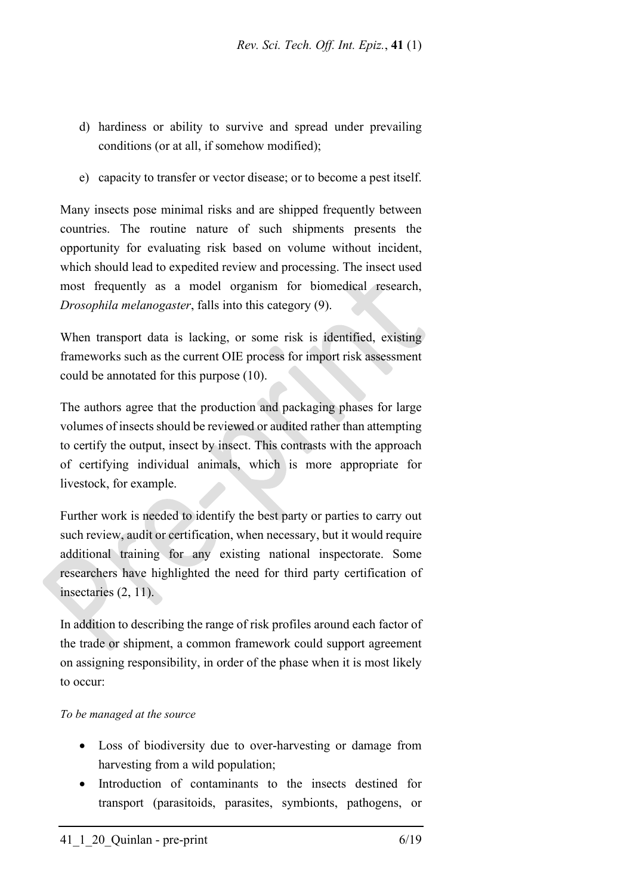d) hardiness or ability to survive and spread under prevailing conditions (or at all, if somehow modified);

e) capacity to transfer or vector disease; or to become a pest itself.

Many insects pose minimal risks and are shipped frequently between countries. The routine nature of such shipments presents the opportunity for evaluating risk based on volume without incident, which should lead to expedited review and processing. The insect used most frequently as a model organism for biomedical research, *Drosophila melanogaster*, falls into this category (9).

When transport data is lacking, or some risk is identified, existing frameworks such as the current OIE process for import risk assessment could be annotated for this purpose (10).

The authors agree that the production and packaging phases for large volumes of insects should be reviewed or audited rather than attempting to certify the output, insect by insect. This contrasts with the approach of certifying individual animals, which is more appropriate for livestock, for example.

Further work is needed to identify the best party or parties to carry out such review, audit or certification, when necessary, but it would require additional training for any existing national inspectorate. Some researchers have highlighted the need for third party certification of insectaries (2, 11).

In addition to describing the range of risk profiles around each factor of the trade or shipment, a common framework could support agreement on assigning responsibility, in order of the phase when it is most likely to occur:

*To be managed at the source*

- Loss of biodiversity due to over-harvesting or damage from harvesting from a wild population;
- Introduction of contaminants to the insects destined for transport (parasitoids, parasites, symbionts, pathogens, or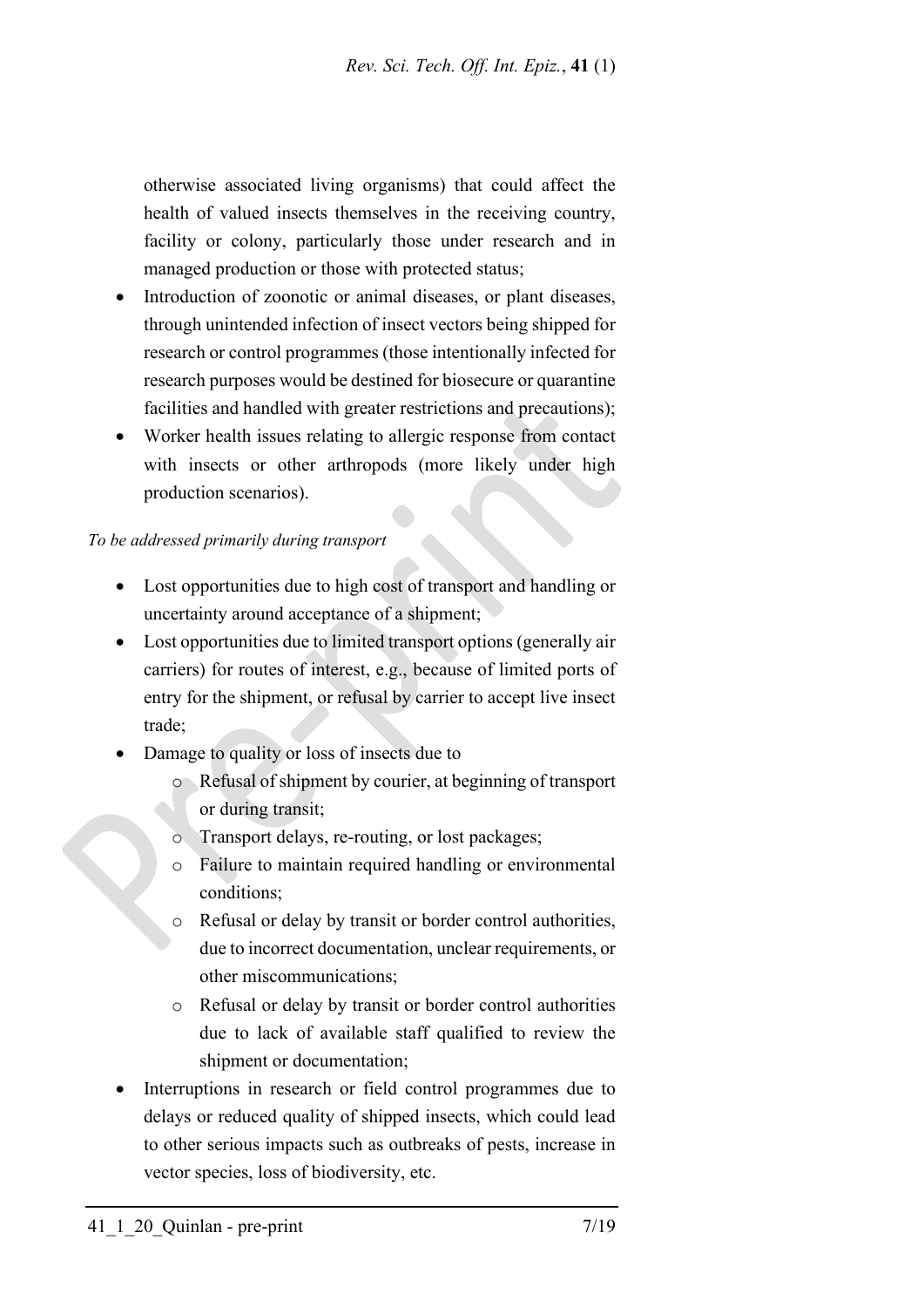otherwise associated living organisms) that could affect the health of valued insects themselves in the receiving country, facility or colony, particularly those under research and in managed production or those with protected status;

- Introduction of zoonotic or animal diseases, or plant diseases, through unintended infection of insect vectors being shipped for research or control programmes (those intentionally infected for research purposes would be destined for biosecure or quarantine facilities and handled with greater restrictions and precautions);
- Worker health issues relating to allergic response from contact with insects or other arthropods (more likely under high production scenarios).

*To be addressed primarily during transport*

- Lost opportunities due to high cost of transport and handling or uncertainty around acceptance of a shipment;
- Lost opportunities due to limited transport options (generally air carriers) for routes of interest, e.g., because of limited ports of entry for the shipment, or refusal by carrier to accept live insect trade;
- Damage to quality or loss of insects due to
  - Refusal of shipment by courier, at beginning of transport or during transit;
  - Transport delays, re-routing, or lost packages;
  - Failure to maintain required handling or environmental conditions;
  - Refusal or delay by transit or border control authorities, due to incorrect documentation, unclear requirements, or other miscommunications;
  - Refusal or delay by transit or border control authorities due to lack of available staff qualified to review the shipment or documentation;
- Interruptions in research or field control programmes due to delays or reduced quality of shipped insects, which could lead to other serious impacts such as outbreaks of pests, increase in vector species, loss of biodiversity, etc.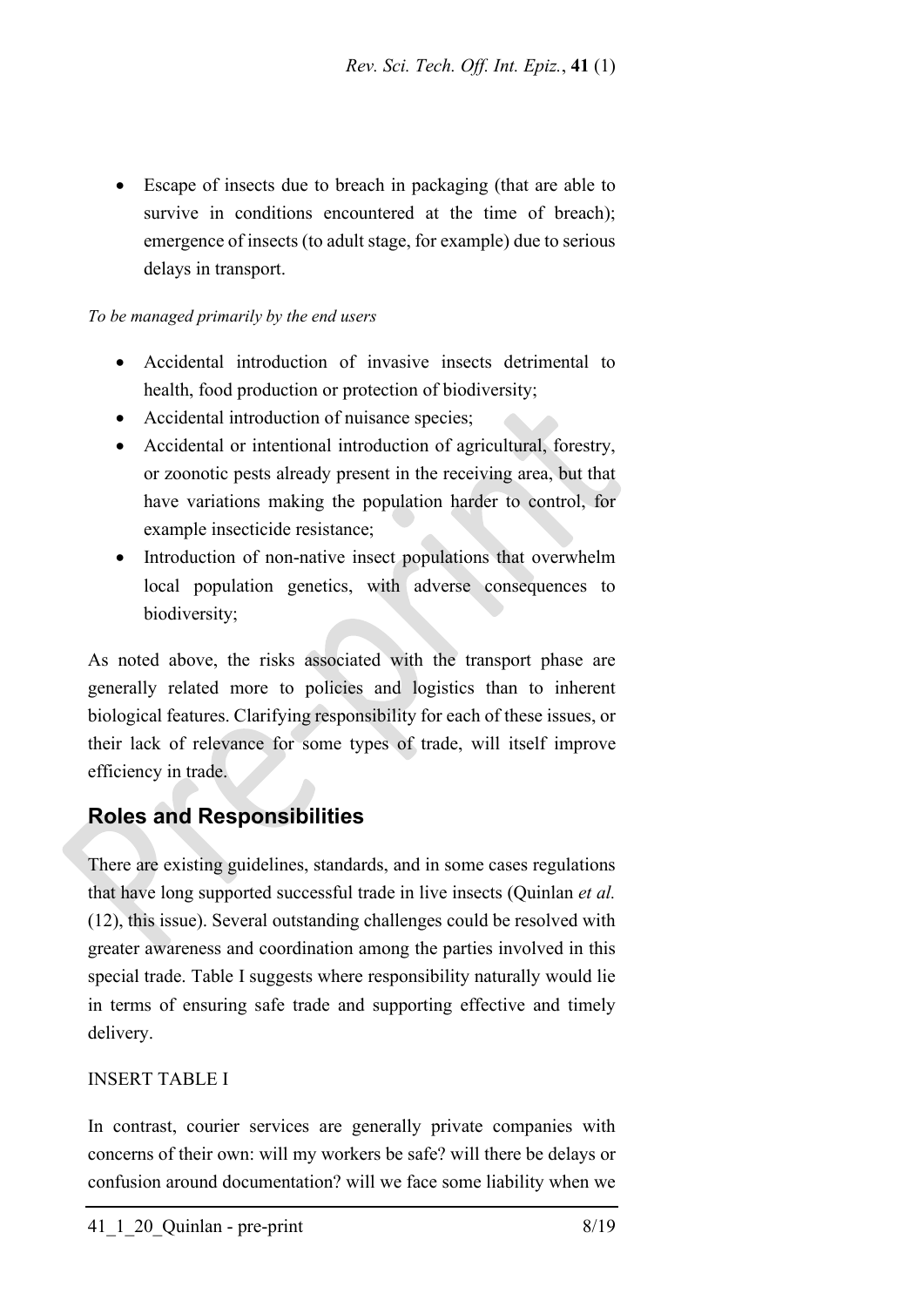- Escape of insects due to breach in packaging (that are able to survive in conditions encountered at the time of breach); emergence of insects (to adult stage, for example) due to serious delays in transport.

*To be managed primarily by the end users*

- Accidental introduction of invasive insects detrimental to health, food production or protection of biodiversity;
- Accidental introduction of nuisance species;
- Accidental or intentional introduction of agricultural, forestry, or zoonotic pests already present in the receiving area, but that have variations making the population harder to control, for example insecticide resistance;
- Introduction of non-native insect populations that overwhelm local population genetics, with adverse consequences to biodiversity;

As noted above, the risks associated with the transport phase are generally related more to policies and logistics than to inherent biological features. Clarifying responsibility for each of these issues, or their lack of relevance for some types of trade, will itself improve efficiency in trade.

## Roles and Responsibilities

There are existing guidelines, standards, and in some cases regulations that have long supported successful trade in live insects (Quinlan *et al.* (12), this issue). Several outstanding challenges could be resolved with greater awareness and coordination among the parties involved in this special trade. Table I suggests where responsibility naturally would lie in terms of ensuring safe trade and supporting effective and timely delivery.

INSERT TABLE I

In contrast, courier services are generally private companies with concerns of their own: will my workers be safe? will there be delays or confusion around documentation? will we face some liability when we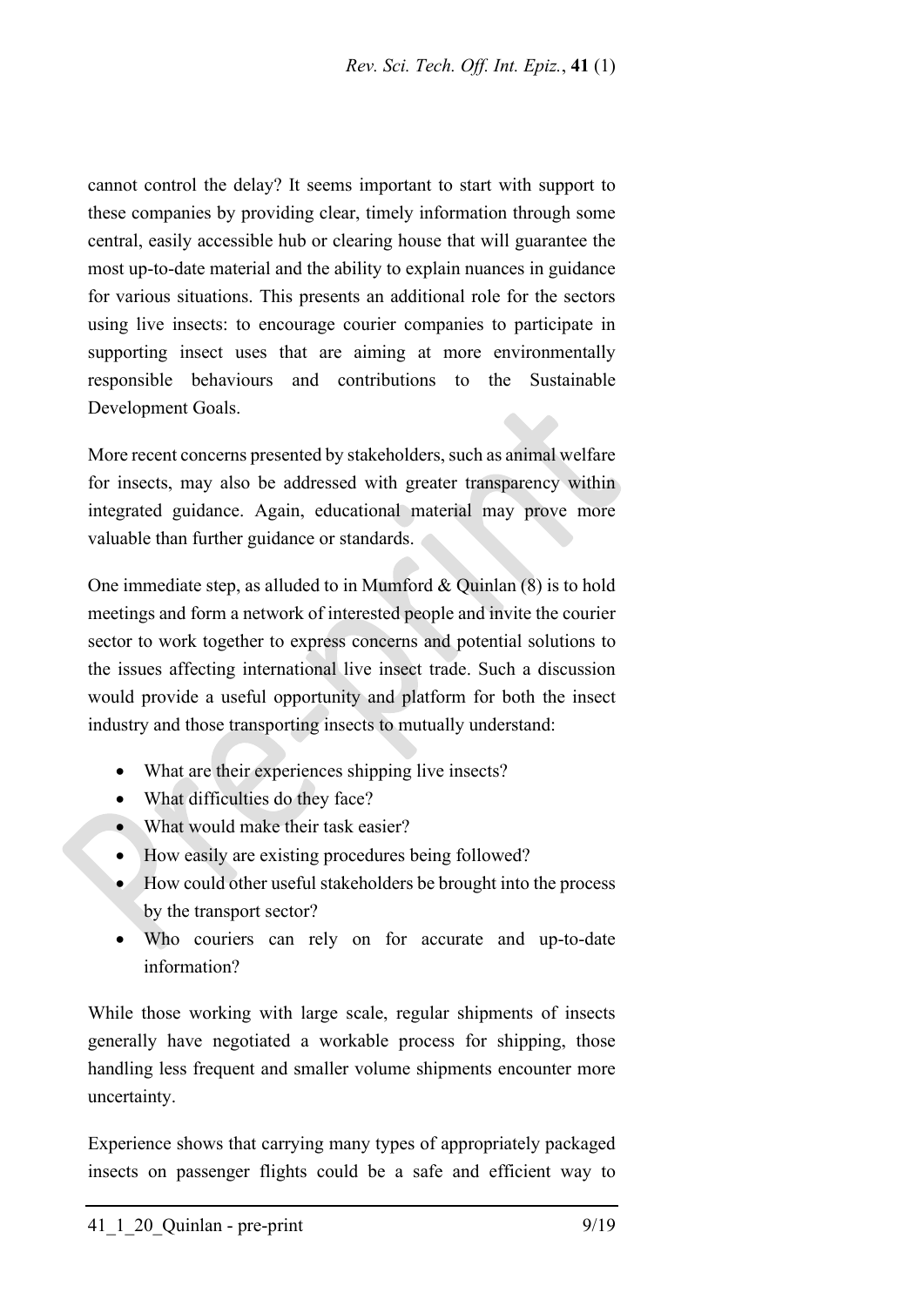cannot control the delay? It seems important to start with support to these companies by providing clear, timely information through some central, easily accessible hub or clearing house that will guarantee the most up-to-date material and the ability to explain nuances in guidance for various situations. This presents an additional role for the sectors using live insects: to encourage courier companies to participate in supporting insect uses that are aiming at more environmentally responsible behaviours and contributions to the Sustainable Development Goals.

More recent concerns presented by stakeholders, such as animal welfare for insects, may also be addressed with greater transparency within integrated guidance. Again, educational material may prove more valuable than further guidance or standards.

One immediate step, as alluded to in Mumford & Quinlan (8) is to hold meetings and form a network of interested people and invite the courier sector to work together to express concerns and potential solutions to the issues affecting international live insect trade. Such a discussion would provide a useful opportunity and platform for both the insect industry and those transporting insects to mutually understand:

- What are their experiences shipping live insects?
- What difficulties do they face?
- What would make their task easier?
- How easily are existing procedures being followed?
- How could other useful stakeholders be brought into the process by the transport sector?
- Who couriers can rely on for accurate and up-to-date information?

While those working with large scale, regular shipments of insects generally have negotiated a workable process for shipping, those handling less frequent and smaller volume shipments encounter more uncertainty.

Experience shows that carrying many types of appropriately packaged insects on passenger flights could be a safe and efficient way to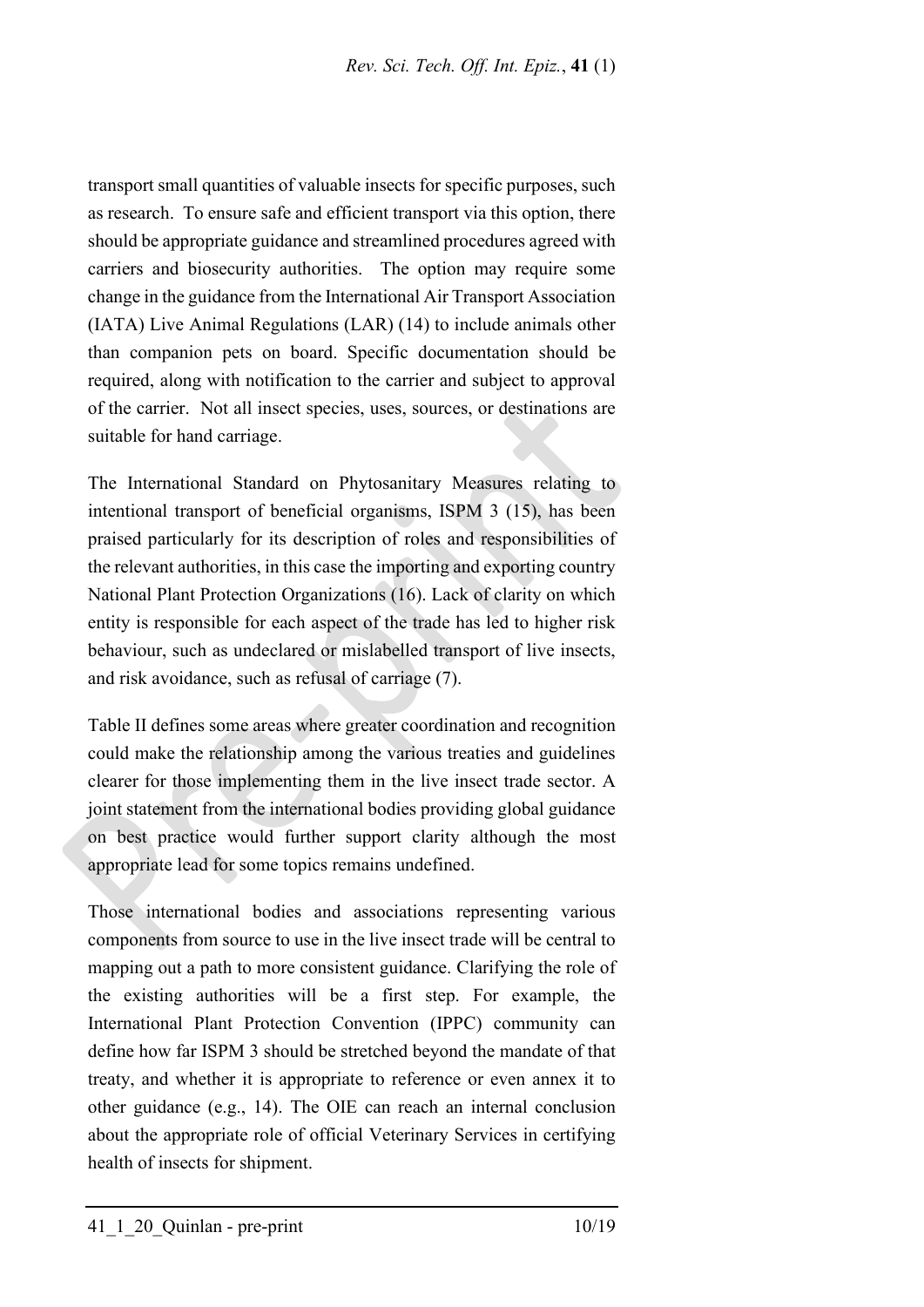transport small quantities of valuable insects for specific purposes, such as research. To ensure safe and efficient transport via this option, there should be appropriate guidance and streamlined procedures agreed with carriers and biosecurity authorities. The option may require some change in the guidance from the International Air Transport Association (IATA) Live Animal Regulations (LAR) (14) to include animals other than companion pets on board. Specific documentation should be required, along with notification to the carrier and subject to approval of the carrier. Not all insect species, uses, sources, or destinations are suitable for hand carriage.

The International Standard on Phytosanitary Measures relating to intentional transport of beneficial organisms, ISPM 3 (15), has been praised particularly for its description of roles and responsibilities of the relevant authorities, in this case the importing and exporting country National Plant Protection Organizations (16). Lack of clarity on which entity is responsible for each aspect of the trade has led to higher risk behaviour, such as undeclared or mislabelled transport of live insects, and risk avoidance, such as refusal of carriage (7).

Table II defines some areas where greater coordination and recognition could make the relationship among the various treaties and guidelines clearer for those implementing them in the live insect trade sector. A joint statement from the international bodies providing global guidance on best practice would further support clarity although the most appropriate lead for some topics remains undefined.

Those international bodies and associations representing various components from source to use in the live insect trade will be central to mapping out a path to more consistent guidance. Clarifying the role of the existing authorities will be a first step. For example, the International Plant Protection Convention (IPPC) community can define how far ISPM 3 should be stretched beyond the mandate of that treaty, and whether it is appropriate to reference or even annex it to other guidance (e.g., 14). The OIE can reach an internal conclusion about the appropriate role of official Veterinary Services in certifying health of insects for shipment.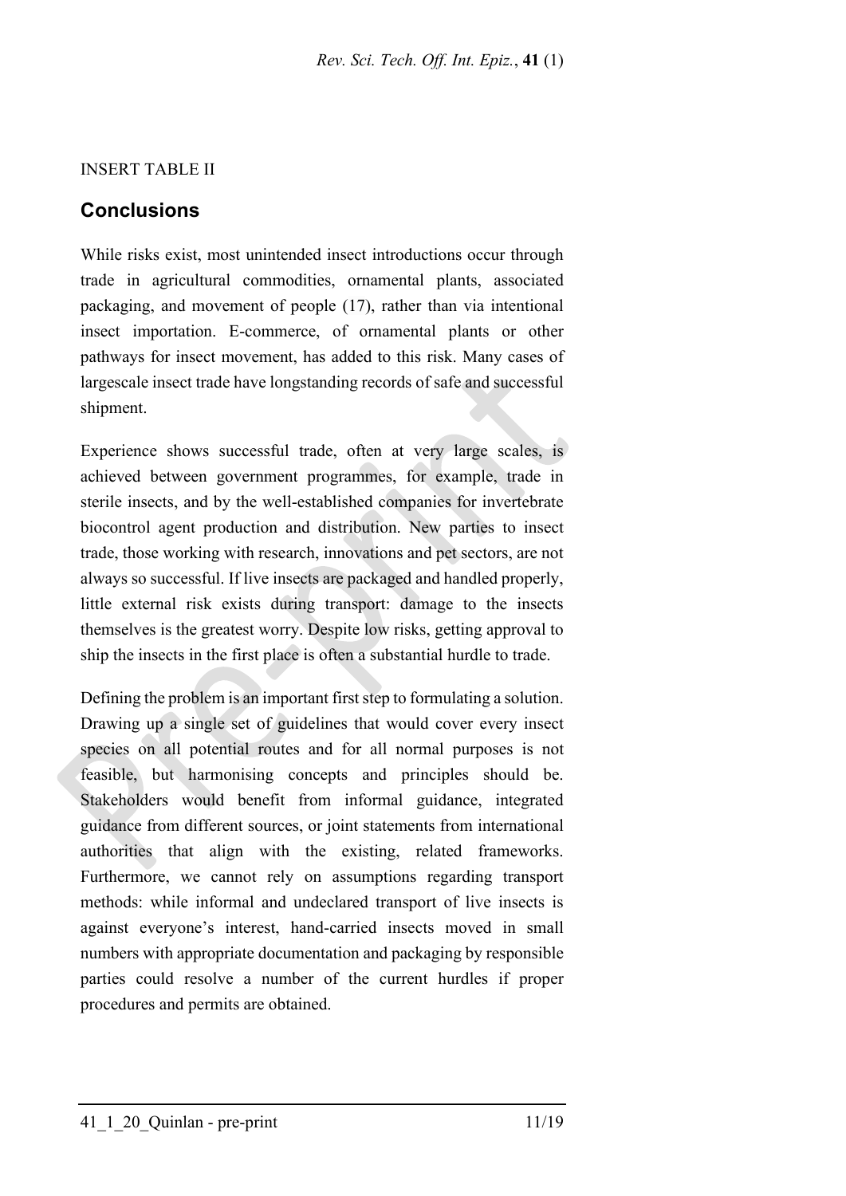INSERT TABLE II

## Conclusions

While risks exist, most unintended insect introductions occur through trade in agricultural commodities, ornamental plants, associated packaging, and movement of people (17), rather than via intentional insect importation. E-commerce, of ornamental plants or other pathways for insect movement, has added to this risk. Many cases of largescale insect trade have longstanding records of safe and successful shipment.

Experience shows successful trade, often at very large scales, is achieved between government programmes, for example, trade in sterile insects, and by the well-established companies for invertebrate biocontrol agent production and distribution. New parties to insect trade, those working with research, innovations and pet sectors, are not always so successful. If live insects are packaged and handled properly, little external risk exists during transport: damage to the insects themselves is the greatest worry. Despite low risks, getting approval to ship the insects in the first place is often a substantial hurdle to trade.

Defining the problem is an important first step to formulating a solution. Drawing up a single set of guidelines that would cover every insect species on all potential routes and for all normal purposes is not feasible, but harmonising concepts and principles should be. Stakeholders would benefit from informal guidance, integrated guidance from different sources, or joint statements from international authorities that align with the existing, related frameworks. Furthermore, we cannot rely on assumptions regarding transport methods: while informal and undeclared transport of live insects is against everyone's interest, hand-carried insects moved in small numbers with appropriate documentation and packaging by responsible parties could resolve a number of the current hurdles if proper procedures and permits are obtained.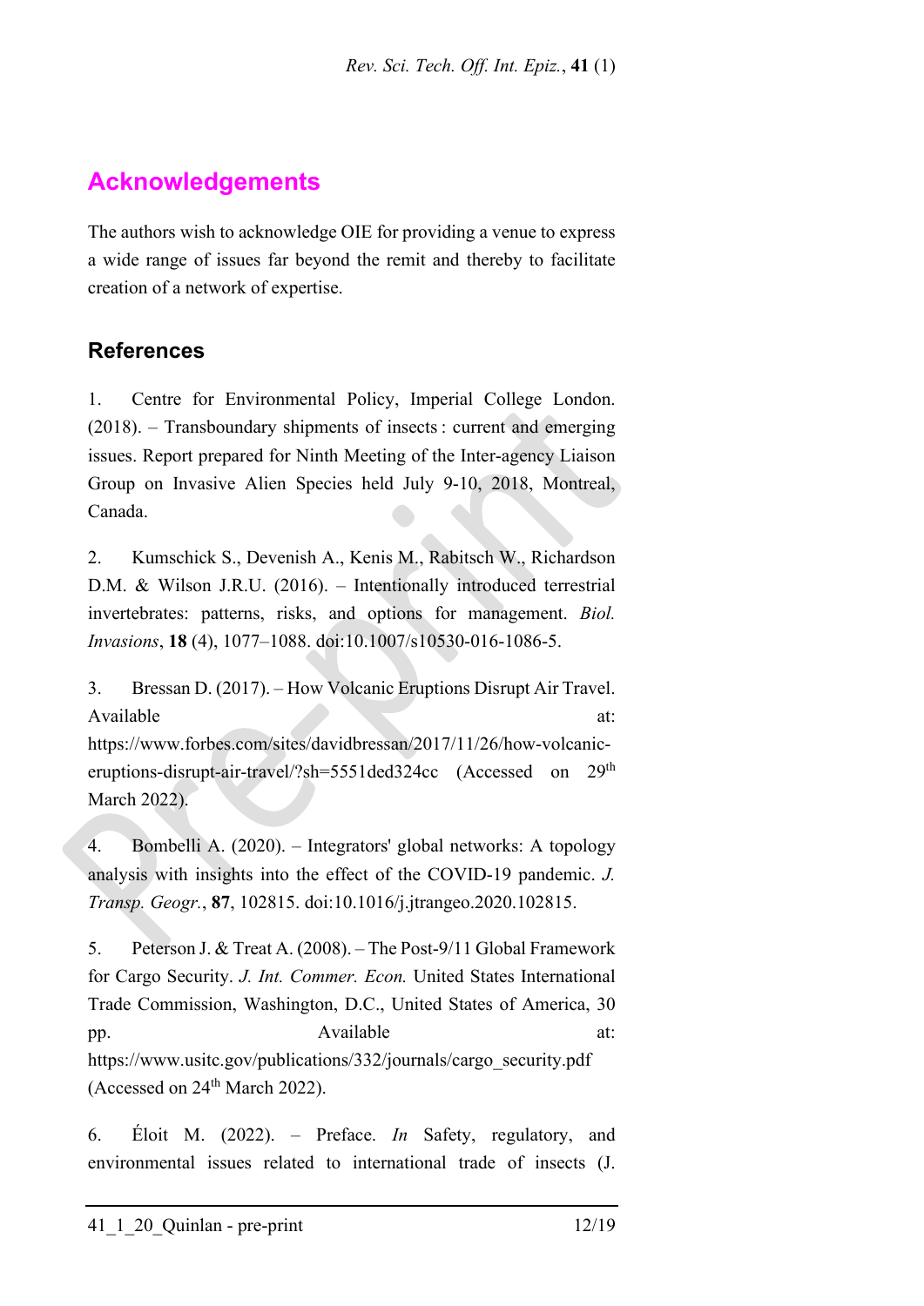## Acknowledgements

The authors wish to acknowledge OIE for providing a venue to express a wide range of issues far beyond the remit and thereby to facilitate creation of a network of expertise.

## References

1. Centre for Environmental Policy, Imperial College London. (2018). – Transboundary shipments of insects : current and emerging issues. Report prepared for Ninth Meeting of the Inter-agency Liaison Group on Invasive Alien Species held July 9-10, 2018, Montreal, Canada.

2. Kumschick S., Devenish A., Kenis M., Rabitsch W., Richardson D.M. & Wilson J.R.U. (2016). – Intentionally introduced terrestrial invertebrates: patterns, risks, and options for management. *Biol. Invasions*, **18** (4), 1077–1088. doi:10.1007/s10530-016-1086-5.

3. Bressan D. (2017). – How Volcanic Eruptions Disrupt Air Travel. Available at: https://www.forbes.com/sites/davidbressan/2017/11/26/how-volcanic-eruptions-disrupt-air-travel/?sh=5551ded324cc (Accessed on 29th March 2022).

4. Bombelli A. (2020). – Integrators' global networks: A topology analysis with insights into the effect of the COVID-19 pandemic. *J. Transp. Geogr.*, **87**, 102815. doi:10.1016/j.jtrangeo.2020.102815.

5. Peterson J. & Treat A. (2008). – The Post-9/11 Global Framework for Cargo Security. *J. Int. Commer. Econ.* United States International Trade Commission, Washington, D.C., United States of America, 30 pp. Available at: https://www.usitc.gov/publications/332/journals/cargo_security.pdf (Accessed on 24th March 2022).

6. Éloit M. (2022). – Preface. *In* Safety, regulatory, and environmental issues related to international trade of insects (J.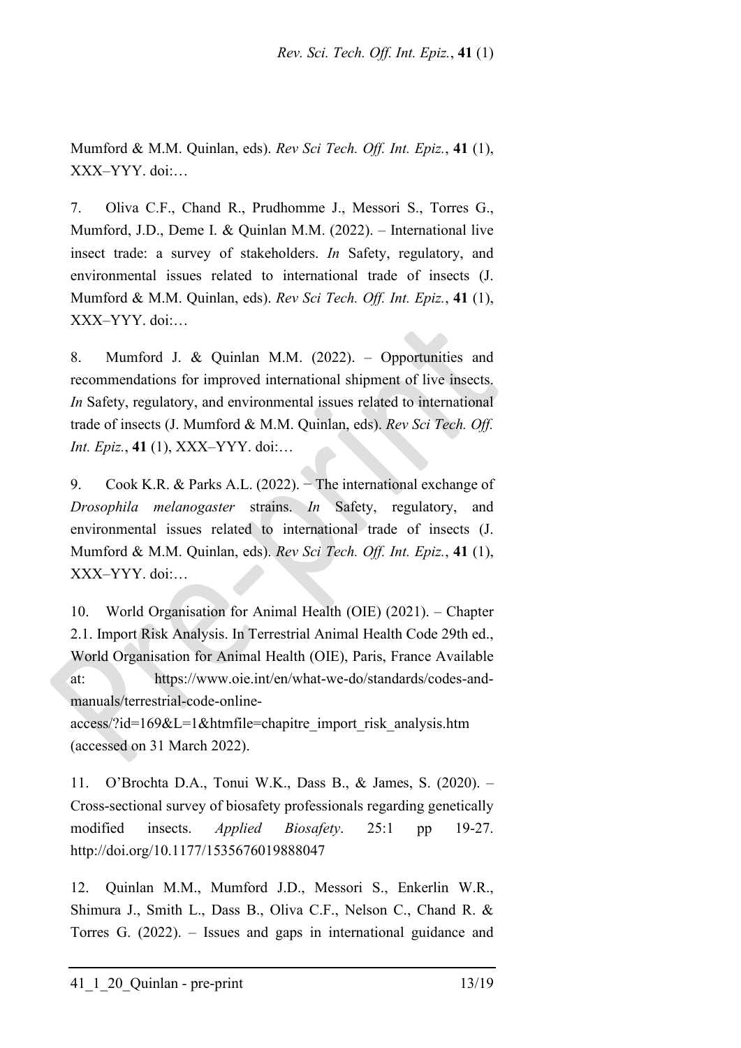Mumford & M.M. Quinlan, eds). *Rev Sci Tech. Off. Int. Epiz.*, **41** (1), XXX–YYY. doi:…

7. Oliva C.F., Chand R., Prudhomme J., Messori S., Torres G., Mumford, J.D., Deme I. & Quinlan M.M. (2022). – International live insect trade: a survey of stakeholders. *In* Safety, regulatory, and environmental issues related to international trade of insects (J. Mumford & M.M. Quinlan, eds). *Rev Sci Tech. Off. Int. Epiz.*, **41** (1), XXX–YYY. doi:…

8. Mumford J. & Quinlan M.M. (2022). – Opportunities and recommendations for improved international shipment of live insects. *In* Safety, regulatory, and environmental issues related to international trade of insects (J. Mumford & M.M. Quinlan, eds). *Rev Sci Tech. Off. Int. Epiz.*, **41** (1), XXX–YYY. doi:…

9. Cook K.R. & Parks A.L. (2022). − The international exchange of *Drosophila melanogaster* strains. *In* Safety, regulatory, and environmental issues related to international trade of insects (J. Mumford & M.M. Quinlan, eds). *Rev Sci Tech. Off. Int. Epiz.*, **41** (1), XXX–YYY. doi:…

10. World Organisation for Animal Health (OIE) (2021). – Chapter 2.1. Import Risk Analysis. In Terrestrial Animal Health Code 29th ed., World Organisation for Animal Health (OIE), Paris, France Available at: https://www.oie.int/en/what-we-do/standards/codes-and-manuals/terrestrial-code-online-access/?id=169&L=1&htmfile=chapitre_import_risk_analysis.htm (accessed on 31 March 2022).

11. O'Brochta D.A., Tonui W.K., Dass B., & James, S. (2020). – Cross-sectional survey of biosafety professionals regarding genetically modified insects. *Applied Biosafety*. 25:1 pp 19-27. http://doi.org/10.1177/1535676019888047

12. Quinlan M.M., Mumford J.D., Messori S., Enkerlin W.R., Shimura J., Smith L., Dass B., Oliva C.F., Nelson C., Chand R. & Torres G. (2022). – Issues and gaps in international guidance and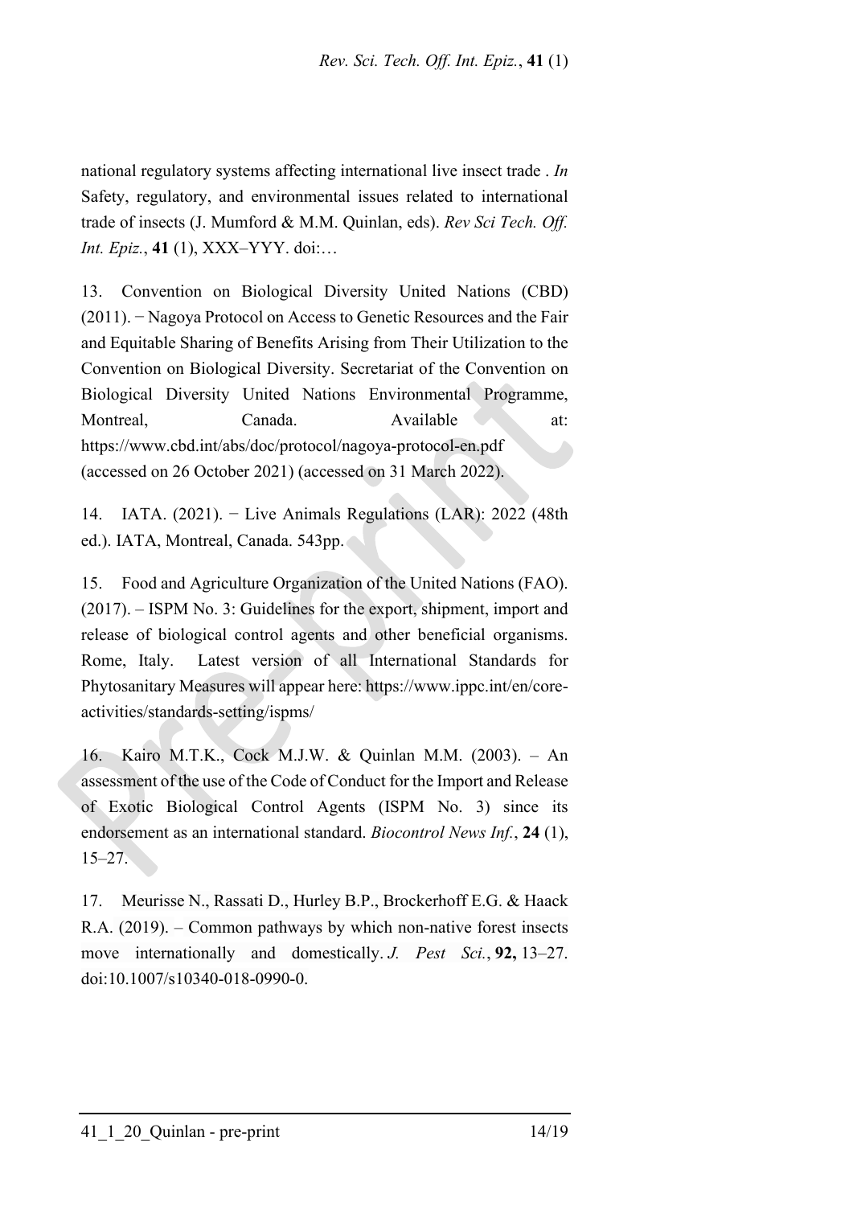national regulatory systems affecting international live insect trade . *In* Safety, regulatory, and environmental issues related to international trade of insects (J. Mumford & M.M. Quinlan, eds). *Rev Sci Tech. Off. Int. Epiz.*, **41** (1), XXX–YYY. doi:…

13. Convention on Biological Diversity United Nations (CBD) (2011). − Nagoya Protocol on Access to Genetic Resources and the Fair and Equitable Sharing of Benefits Arising from Their Utilization to the Convention on Biological Diversity. Secretariat of the Convention on Biological Diversity United Nations Environmental Programme, Montreal, Canada. Available at: https://www.cbd.int/abs/doc/protocol/nagoya-protocol-en.pdf (accessed on 26 October 2021) (accessed on 31 March 2022).

14. IATA. (2021). − Live Animals Regulations (LAR): 2022 (48th ed.). IATA, Montreal, Canada. 543pp.

15. Food and Agriculture Organization of the United Nations (FAO). (2017). – ISPM No. 3: Guidelines for the export, shipment, import and release of biological control agents and other beneficial organisms. Rome, Italy. Latest version of all International Standards for Phytosanitary Measures will appear here: https://www.ippc.int/en/core-activities/standards-setting/ispms/

16. Kairo M.T.K., Cock M.J.W. & Quinlan M.M. (2003). – An assessment of the use of the Code of Conduct for the Import and Release of Exotic Biological Control Agents (ISPM No. 3) since its endorsement as an international standard. *Biocontrol News Inf.*, **24** (1), 15–27.

17. Meurisse N., Rassati D., Hurley B.P., Brockerhoff E.G. & Haack R.A. (2019). – Common pathways by which non-native forest insects move internationally and domestically. *J. Pest Sci.*, **92,** 13–27. doi:10.1007/s10340-018-0990-0.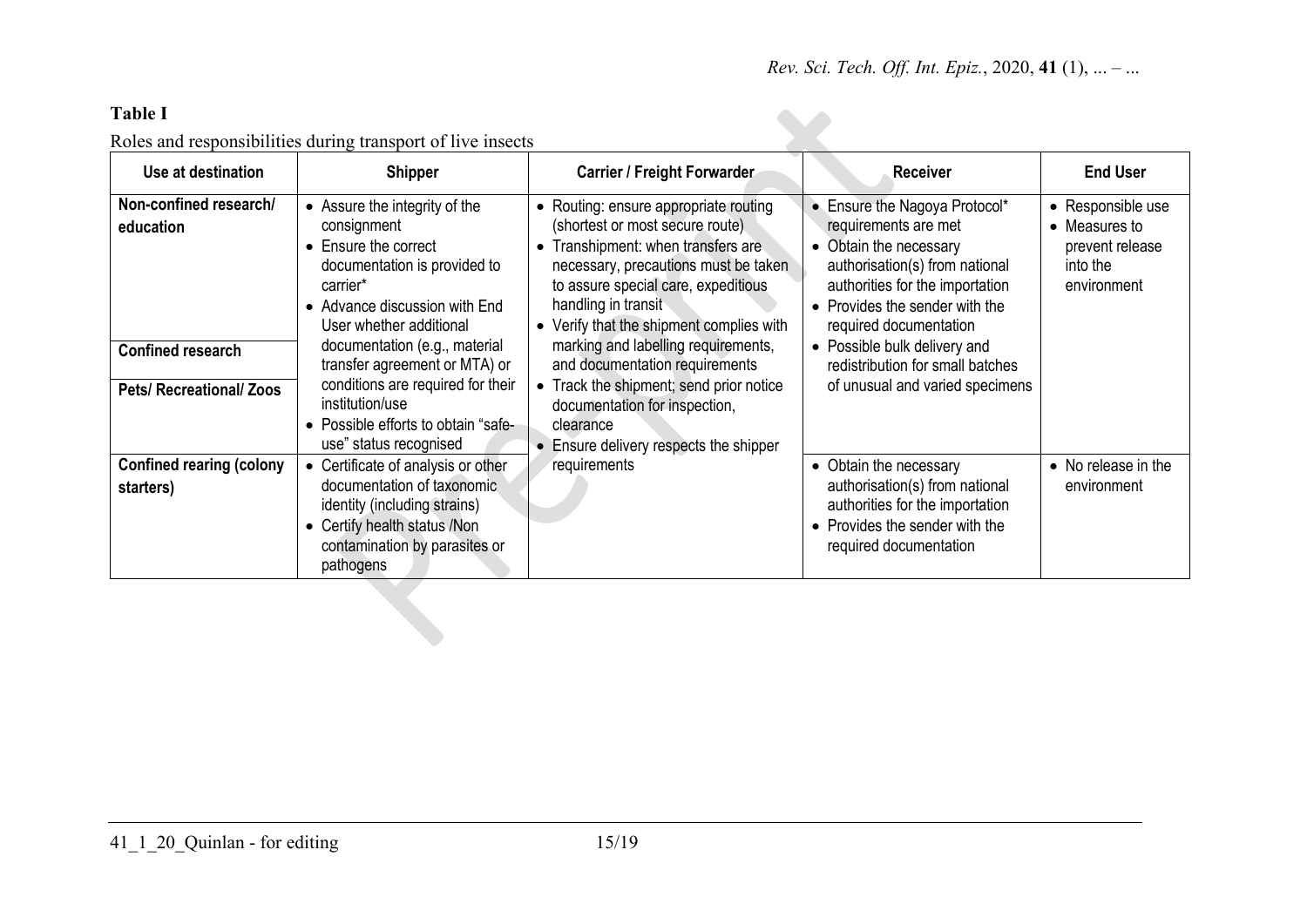**Table I**

Roles and responsibilities during transport of live insects

| Use at destination | Shipper | Carrier / Freight Forwarder | Receiver | End User |
|---|---|---|---|---|
| **Non-confined research/ education** | • Assure the integrity of the consignment<br>• Ensure the correct documentation is provided to carrier*<br>• Advance discussion with End User whether additional documentation (e.g., material transfer agreement or MTA) or conditions are required for their institution/use<br>• Possible efforts to obtain "safe-use" status recognised | • Routing: ensure appropriate routing (shortest or most secure route)<br>• Transhipment: when transfers are necessary, precautions must be taken to assure special care, expeditious handling in transit<br>• Verify that the shipment complies with marking and labelling requirements, and documentation requirements<br>• Track the shipment; send prior notice documentation for inspection, clearance<br>• Ensure delivery respects the shipper requirements | • Ensure the Nagoya Protocol* requirements are met<br>• Obtain the necessary authorisation(s) from national authorities for the importation<br>• Provides the sender with the required documentation<br>• Possible bulk delivery and redistribution for small batches of unusual and varied specimens | • Responsible use<br>• Measures to prevent release into the environment |
| **Confined research** | | | | |
| **Pets/ Recreational/ Zoos** | | | | |
| **Confined rearing (colony starters)** | • Certificate of analysis or other documentation of taxonomic identity (including strains)<br>• Certify health status /Non contamination by parasites or pathogens | | • Obtain the necessary authorisation(s) from national authorities for the importation<br>• Provides the sender with the required documentation | • No release in the environment |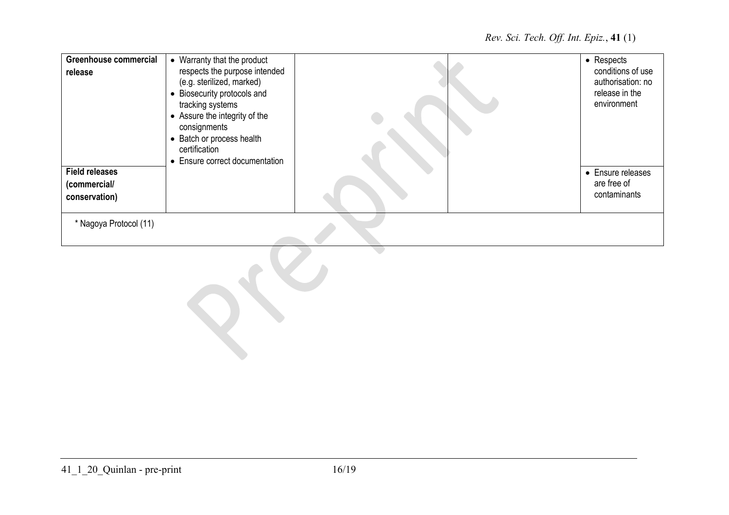| | | | | |
|---|---|---|---|---|
| **Greenhouse commercial release** | • Warranty that the product respects the purpose intended (e.g. sterilized, marked)<br>• Biosecurity protocols and tracking systems<br>• Assure the integrity of the consignments<br>• Batch or process health certification<br>• Ensure correct documentation | | | • Respects conditions of use authorisation: no release in the environment |
| **Field releases (commercial/ conservation)** | | | | • Ensure releases are free of contaminants |

\* Nagoya Protocol (11)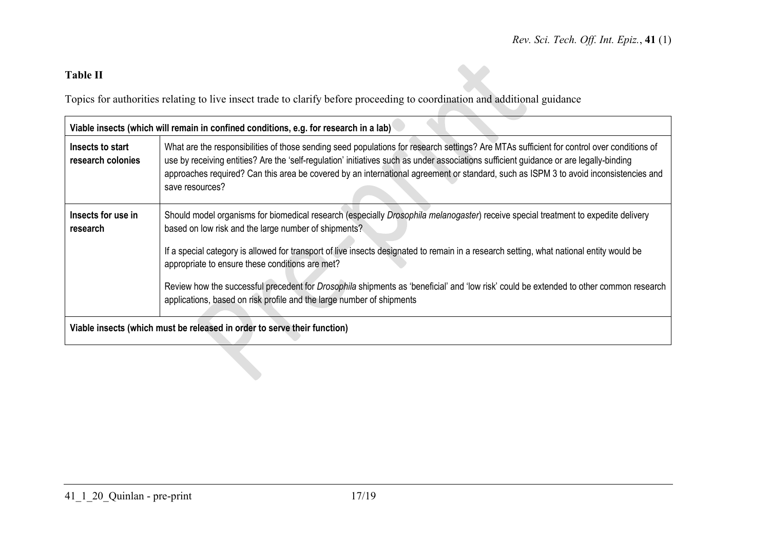**Table II**

Topics for authorities relating to live insect trade to clarify before proceeding to coordination and additional guidance

| | |
|---|---|
| **Viable insects (which will remain in confined conditions, e.g. for research in a lab)** | |
| **Insects to start research colonies** | What are the responsibilities of those sending seed populations for research settings? Are MTAs sufficient for control over conditions of use by receiving entities? Are the 'self-regulation' initiatives such as under associations sufficient guidance or are legally-binding approaches required? Can this area be covered by an international agreement or standard, such as ISPM 3 to avoid inconsistencies and save resources? |
| **Insects for use in research** | Should model organisms for biomedical research (especially *Drosophila melanogaster*) receive special treatment to expedite delivery based on low risk and the large number of shipments?<br><br>If a special category is allowed for transport of live insects designated to remain in a research setting, what national entity would be appropriate to ensure these conditions are met?<br><br>Review how the successful precedent for *Drosophila* shipments as 'beneficial' and 'low risk' could be extended to other common research applications, based on risk profile and the large number of shipments |
| **Viable insects (which must be released in order to serve their function)** | |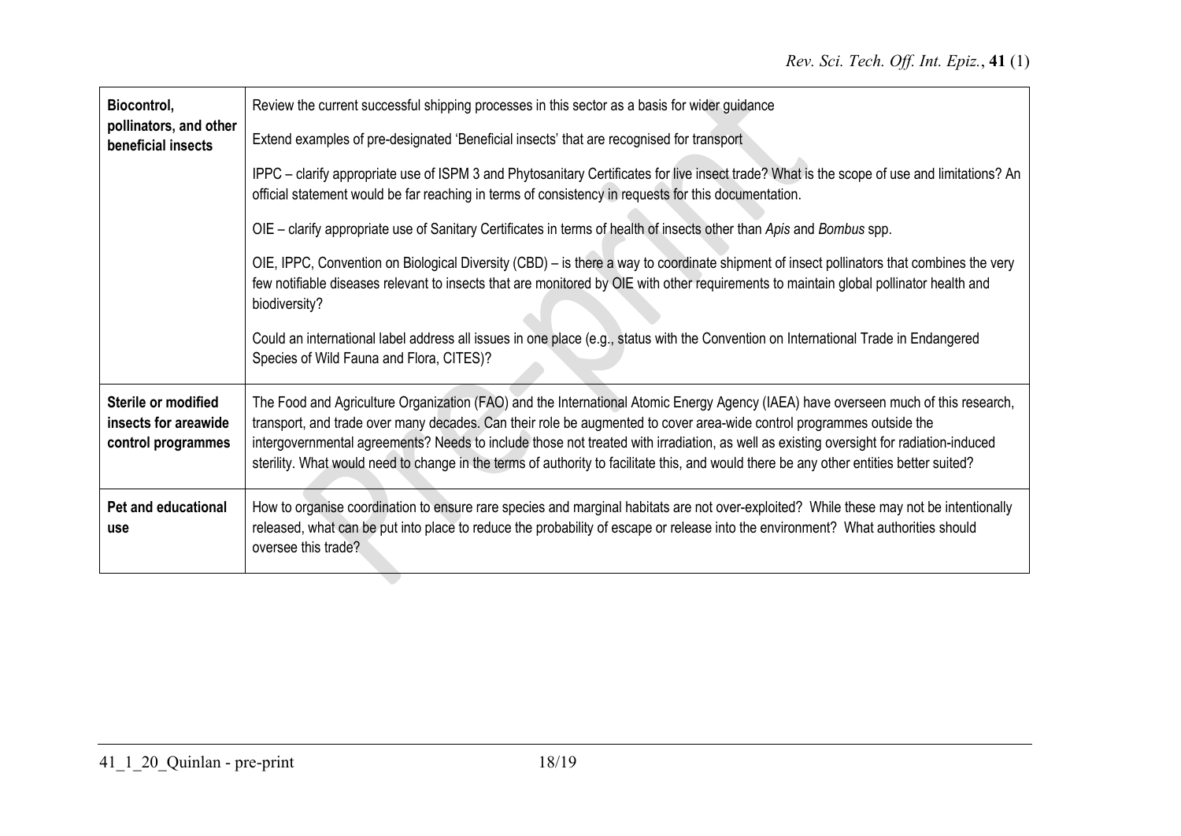| | |
|---|---|
| **Biocontrol, pollinators, and other beneficial insects** | Review the current successful shipping processes in this sector as a basis for wider guidance<br><br>Extend examples of pre-designated 'Beneficial insects' that are recognised for transport<br><br>IPPC – clarify appropriate use of ISPM 3 and Phytosanitary Certificates for live insect trade? What is the scope of use and limitations? An official statement would be far reaching in terms of consistency in requests for this documentation.<br><br>OIE – clarify appropriate use of Sanitary Certificates in terms of health of insects other than *Apis* and *Bombus* spp.<br><br>OIE, IPPC, Convention on Biological Diversity (CBD) – is there a way to coordinate shipment of insect pollinators that combines the very few notifiable diseases relevant to insects that are monitored by OIE with other requirements to maintain global pollinator health and biodiversity?<br><br>Could an international label address all issues in one place (e.g., status with the Convention on International Trade in Endangered Species of Wild Fauna and Flora, CITES)? |
| **Sterile or modified insects for areawide control programmes** | The Food and Agriculture Organization (FAO) and the International Atomic Energy Agency (IAEA) have overseen much of this research, transport, and trade over many decades. Can their role be augmented to cover area-wide control programmes outside the intergovernmental agreements? Needs to include those not treated with irradiation, as well as existing oversight for radiation-induced sterility. What would need to change in the terms of authority to facilitate this, and would there be any other entities better suited? |
| **Pet and educational use** | How to organise coordination to ensure rare species and marginal habitats are not over-exploited? While these may not be intentionally released, what can be put into place to reduce the probability of escape or release into the environment? What authorities should oversee this trade? |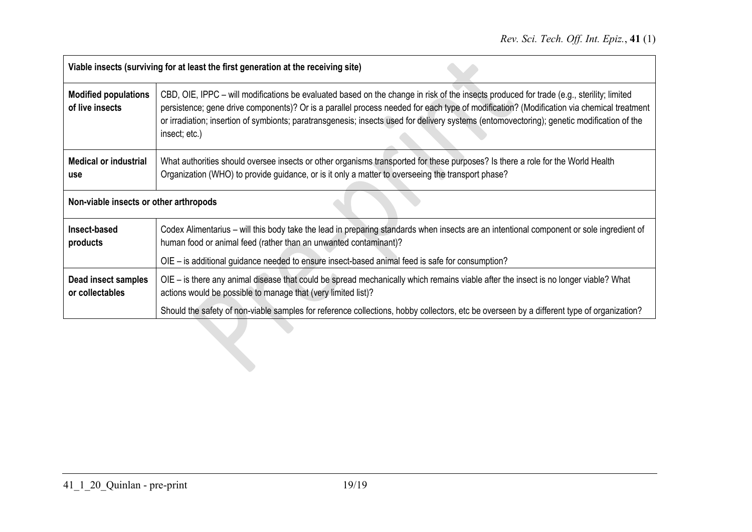| | |
|---|---|
| **Viable insects (surviving for at least the first generation at the receiving site)** | |
| **Modified populations of live insects** | CBD, OIE, IPPC – will modifications be evaluated based on the change in risk of the insects produced for trade (e.g., sterility; limited persistence; gene drive components)? Or is a parallel process needed for each type of modification? (Modification via chemical treatment or irradiation; insertion of symbionts; paratransgenesis; insects used for delivery systems (entomovectoring); genetic modification of the insect; etc.) |
| **Medical or industrial use** | What authorities should oversee insects or other organisms transported for these purposes? Is there a role for the World Health Organization (WHO) to provide guidance, or is it only a matter to overseeing the transport phase? |
| **Non-viable insects or other arthropods** | |
| **Insect-based products** | Codex Alimentarius – will this body take the lead in preparing standards when insects are an intentional component or sole ingredient of human food or animal feed (rather than an unwanted contaminant)?<br>OIE – is additional guidance needed to ensure insect-based animal feed is safe for consumption? |
| **Dead insect samples or collectables** | OIE – is there any animal disease that could be spread mechanically which remains viable after the insect is no longer viable? What actions would be possible to manage that (very limited list)?<br>Should the safety of non-viable samples for reference collections, hobby collectors, etc be overseen by a different type of organization? |